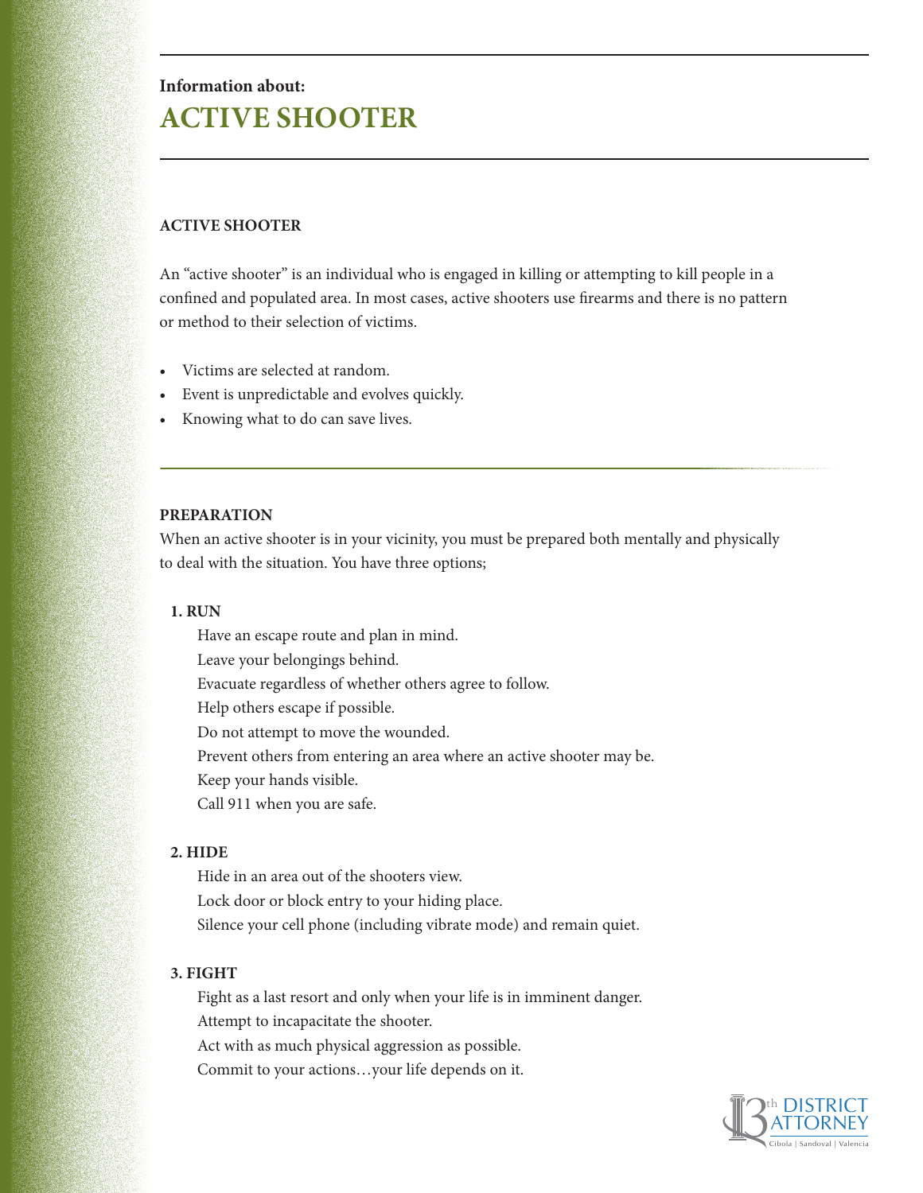**Information about:**

# ACTIVE SHOOTER

## ACTIVE SHOOTER

An "active shooter" is an individual who is engaged in killing or attempting to kill people in a confined and populated area. In most cases, active shooters use firearms and there is no pattern or method to their selection of victims.

- Victims are selected at random.
- Event is unpredictable and evolves quickly.
- Knowing what to do can save lives.

## PREPARATION

When an active shooter is in your vicinity, you must be prepared both mentally and physically to deal with the situation. You have three options;

### 1. RUN

Have an escape route and plan in mind.
Leave your belongings behind.
Evacuate regardless of whether others agree to follow.
Help others escape if possible.
Do not attempt to move the wounded.
Prevent others from entering an area where an active shooter may be.
Keep your hands visible.
Call 911 when you are safe.

### 2. HIDE

Hide in an area out of the shooters view.
Lock door or block entry to your hiding place.
Silence your cell phone (including vibrate mode) and remain quiet.

### 3. FIGHT

Fight as a last resort and only when your life is in imminent danger.
Attempt to incapacitate the shooter.
Act with as much physical aggression as possible.
Commit to your actions…your life depends on it.

13th DISTRICT ATTORNEY
Cibola | Sandoval | Valencia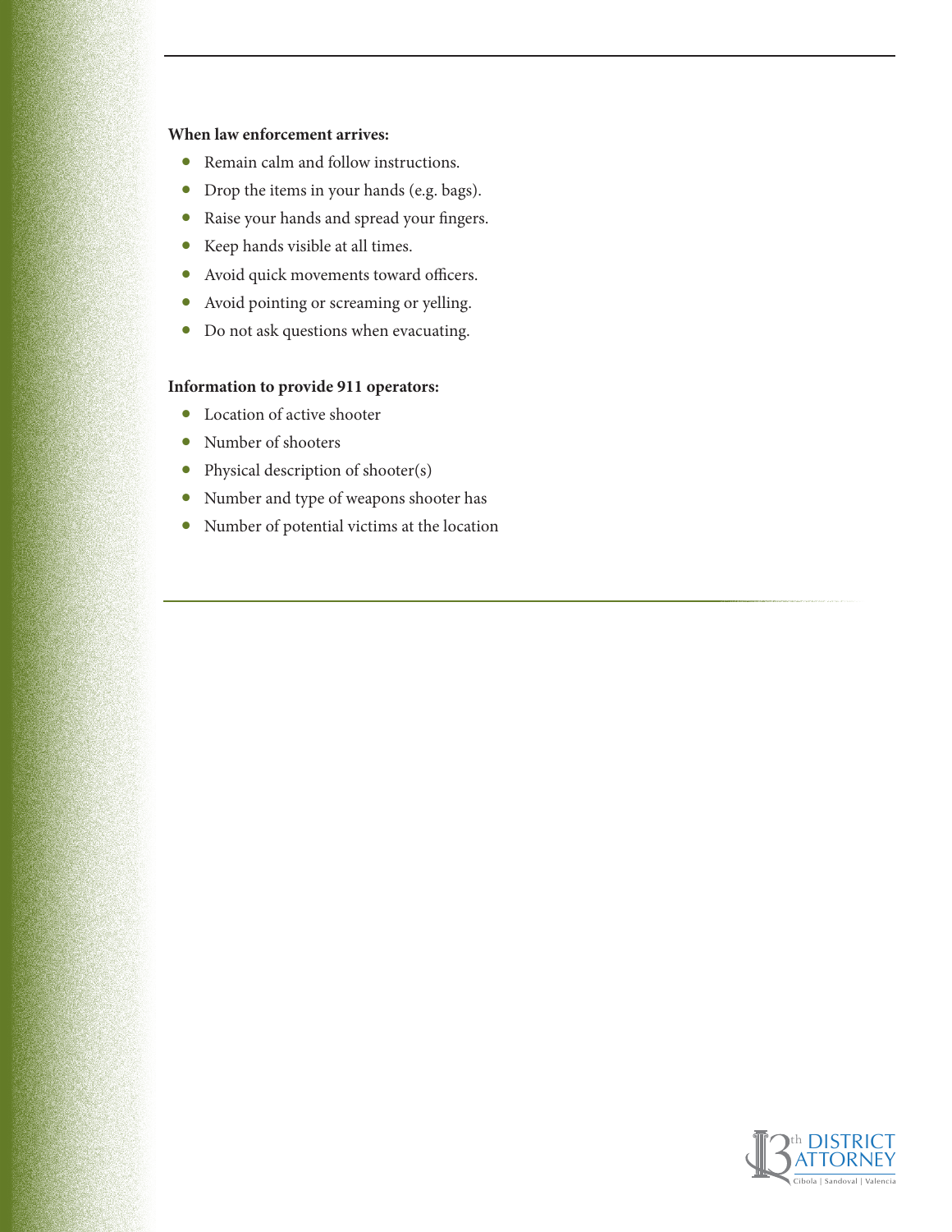**When law enforcement arrives:**

- Remain calm and follow instructions.
- Drop the items in your hands (e.g. bags).
- Raise your hands and spread your fingers.
- Keep hands visible at all times.
- Avoid quick movements toward officers.
- Avoid pointing or screaming or yelling.
- Do not ask questions when evacuating.

**Information to provide 911 operators:**

- Location of active shooter
- Number of shooters
- Physical description of shooter(s)
- Number and type of weapons shooter has
- Number of potential victims at the location

13th DISTRICT ATTORNEY
Cibola | Sandoval | Valencia